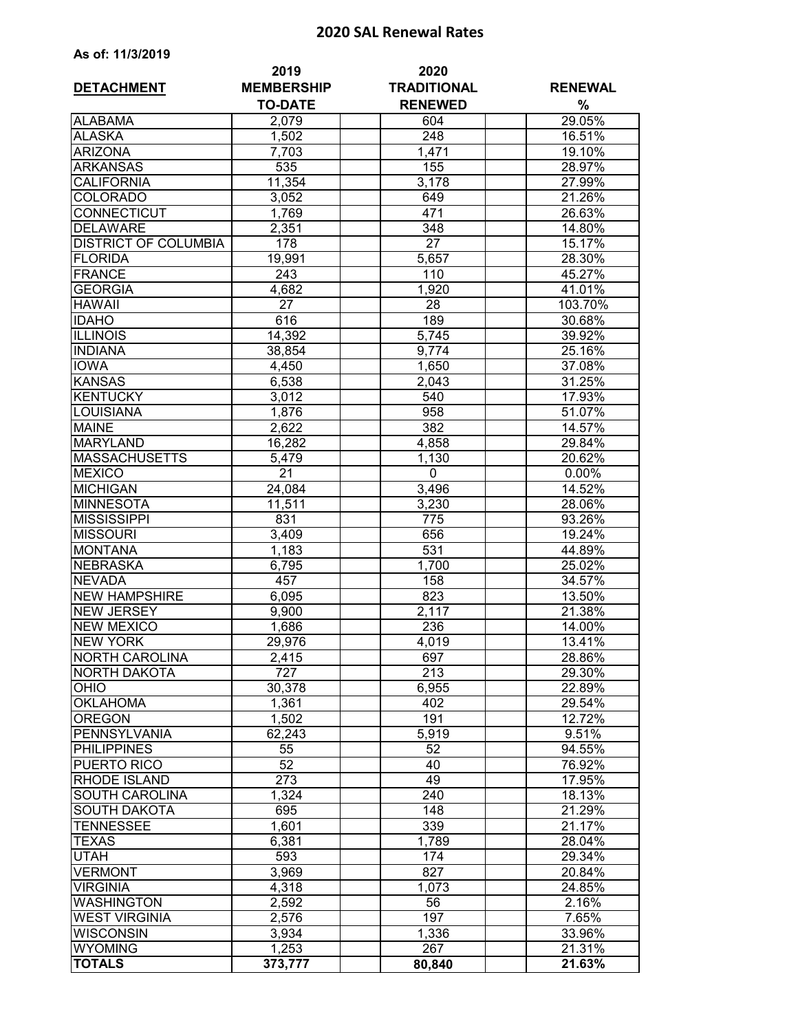# 2020 SAL Renewal Rates

**As of: 11/3/2019**

| DETACHMENT | 2019 MEMBERSHIP TO-DATE | 2020 TRADITIONAL RENEWED | RENEWAL % |
|---|---|---|---|
| ALABAMA | 2,079 | 604 | 29.05% |
| ALASKA | 1,502 | 248 | 16.51% |
| ARIZONA | 7,703 | 1,471 | 19.10% |
| ARKANSAS | 535 | 155 | 28.97% |
| CALIFORNIA | 11,354 | 3,178 | 27.99% |
| COLORADO | 3,052 | 649 | 21.26% |
| CONNECTICUT | 1,769 | 471 | 26.63% |
| DELAWARE | 2,351 | 348 | 14.80% |
| DISTRICT OF COLUMBIA | 178 | 27 | 15.17% |
| FLORIDA | 19,991 | 5,657 | 28.30% |
| FRANCE | 243 | 110 | 45.27% |
| GEORGIA | 4,682 | 1,920 | 41.01% |
| HAWAII | 27 | 28 | 103.70% |
| IDAHO | 616 | 189 | 30.68% |
| ILLINOIS | 14,392 | 5,745 | 39.92% |
| INDIANA | 38,854 | 9,774 | 25.16% |
| IOWA | 4,450 | 1,650 | 37.08% |
| KANSAS | 6,538 | 2,043 | 31.25% |
| KENTUCKY | 3,012 | 540 | 17.93% |
| LOUISIANA | 1,876 | 958 | 51.07% |
| MAINE | 2,622 | 382 | 14.57% |
| MARYLAND | 16,282 | 4,858 | 29.84% |
| MASSACHUSETTS | 5,479 | 1,130 | 20.62% |
| MEXICO | 21 | 0 | 0.00% |
| MICHIGAN | 24,084 | 3,496 | 14.52% |
| MINNESOTA | 11,511 | 3,230 | 28.06% |
| MISSISSIPPI | 831 | 775 | 93.26% |
| MISSOURI | 3,409 | 656 | 19.24% |
| MONTANA | 1,183 | 531 | 44.89% |
| NEBRASKA | 6,795 | 1,700 | 25.02% |
| NEVADA | 457 | 158 | 34.57% |
| NEW HAMPSHIRE | 6,095 | 823 | 13.50% |
| NEW JERSEY | 9,900 | 2,117 | 21.38% |
| NEW MEXICO | 1,686 | 236 | 14.00% |
| NEW YORK | 29,976 | 4,019 | 13.41% |
| NORTH CAROLINA | 2,415 | 697 | 28.86% |
| NORTH DAKOTA | 727 | 213 | 29.30% |
| OHIO | 30,378 | 6,955 | 22.89% |
| OKLAHOMA | 1,361 | 402 | 29.54% |
| OREGON | 1,502 | 191 | 12.72% |
| PENNSYLVANIA | 62,243 | 5,919 | 9.51% |
| PHILIPPINES | 55 | 52 | 94.55% |
| PUERTO RICO | 52 | 40 | 76.92% |
| RHODE ISLAND | 273 | 49 | 17.95% |
| SOUTH CAROLINA | 1,324 | 240 | 18.13% |
| SOUTH DAKOTA | 695 | 148 | 21.29% |
| TENNESSEE | 1,601 | 339 | 21.17% |
| TEXAS | 6,381 | 1,789 | 28.04% |
| UTAH | 593 | 174 | 29.34% |
| VERMONT | 3,969 | 827 | 20.84% |
| VIRGINIA | 4,318 | 1,073 | 24.85% |
| WASHINGTON | 2,592 | 56 | 2.16% |
| WEST VIRGINIA | 2,576 | 197 | 7.65% |
| WISCONSIN | 3,934 | 1,336 | 33.96% |
| WYOMING | 1,253 | 267 | 21.31% |
| **TOTALS** | **373,777** | **80,840** | **21.63%** |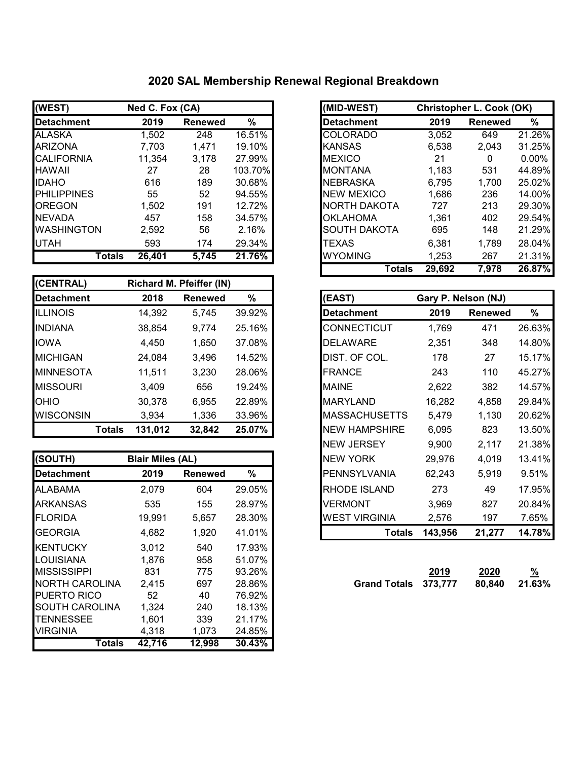# 2020 SAL Membership Renewal Regional Breakdown

| (WEST) | Ned C. Fox (CA) | | |
|---|---|---|---|
| **Detachment** | **2019** | **Renewed** | **%** |
| ALASKA | 1,502 | 248 | 16.51% |
| ARIZONA | 7,703 | 1,471 | 19.10% |
| CALIFORNIA | 11,354 | 3,178 | 27.99% |
| HAWAII | 27 | 28 | 103.70% |
| IDAHO | 616 | 189 | 30.68% |
| PHILIPPINES | 55 | 52 | 94.55% |
| OREGON | 1,502 | 191 | 12.72% |
| NEVADA | 457 | 158 | 34.57% |
| WASHINGTON | 2,592 | 56 | 2.16% |
| UTAH | 593 | 174 | 29.34% |
| **Totals** | **26,401** | **5,745** | **21.76%** |

| (CENTRAL) | Richard M. Pfeiffer (IN) | | |
|---|---|---|---|
| **Detachment** | **2018** | **Renewed** | **%** |
| ILLINOIS | 14,392 | 5,745 | 39.92% |
| INDIANA | 38,854 | 9,774 | 25.16% |
| IOWA | 4,450 | 1,650 | 37.08% |
| MICHIGAN | 24,084 | 3,496 | 14.52% |
| MINNESOTA | 11,511 | 3,230 | 28.06% |
| MISSOURI | 3,409 | 656 | 19.24% |
| OHIO | 30,378 | 6,955 | 22.89% |
| WISCONSIN | 3,934 | 1,336 | 33.96% |
| **Totals** | **131,012** | **32,842** | **25.07%** |

| (SOUTH) | Blair Miles (AL) | | |
|---|---|---|---|
| **Detachment** | **2019** | **Renewed** | **%** |
| ALABAMA | 2,079 | 604 | 29.05% |
| ARKANSAS | 535 | 155 | 28.97% |
| FLORIDA | 19,991 | 5,657 | 28.30% |
| GEORGIA | 4,682 | 1,920 | 41.01% |
| KENTUCKY | 3,012 | 540 | 17.93% |
| LOUISIANA | 1,876 | 958 | 51.07% |
| MISSISSIPPI | 831 | 775 | 93.26% |
| NORTH CAROLINA | 2,415 | 697 | 28.86% |
| PUERTO RICO | 52 | 40 | 76.92% |
| SOUTH CAROLINA | 1,324 | 240 | 18.13% |
| TENNESSEE | 1,601 | 339 | 21.17% |
| VIRGINIA | 4,318 | 1,073 | 24.85% |
| **Totals** | **42,716** | **12,998** | **30.43%** |

| (MID-WEST) | Christopher L. Cook (OK) | | |
|---|---|---|---|
| **Detachment** | **2019** | **Renewed** | **%** |
| COLORADO | 3,052 | 649 | 21.26% |
| KANSAS | 6,538 | 2,043 | 31.25% |
| MEXICO | 21 | 0 | 0.00% |
| MONTANA | 1,183 | 531 | 44.89% |
| NEBRASKA | 6,795 | 1,700 | 25.02% |
| NEW MEXICO | 1,686 | 236 | 14.00% |
| NORTH DAKOTA | 727 | 213 | 29.30% |
| OKLAHOMA | 1,361 | 402 | 29.54% |
| SOUTH DAKOTA | 695 | 148 | 21.29% |
| TEXAS | 6,381 | 1,789 | 28.04% |
| WYOMING | 1,253 | 267 | 21.31% |
| **Totals** | **29,692** | **7,978** | **26.87%** |

| (EAST) | Gary P. Nelson (NJ) | | |
|---|---|---|---|
| **Detachment** | **2019** | **Renewed** | **%** |
| CONNECTICUT | 1,769 | 471 | 26.63% |
| DELAWARE | 2,351 | 348 | 14.80% |
| DIST. OF COL. | 178 | 27 | 15.17% |
| FRANCE | 243 | 110 | 45.27% |
| MAINE | 2,622 | 382 | 14.57% |
| MARYLAND | 16,282 | 4,858 | 29.84% |
| MASSACHUSETTS | 5,479 | 1,130 | 20.62% |
| NEW HAMPSHIRE | 6,095 | 823 | 13.50% |
| NEW JERSEY | 9,900 | 2,117 | 21.38% |
| NEW YORK | 29,976 | 4,019 | 13.41% |
| PENNSYLVANIA | 62,243 | 5,919 | 9.51% |
| RHODE ISLAND | 273 | 49 | 17.95% |
| VERMONT | 3,969 | 827 | 20.84% |
| WEST VIRGINIA | 2,576 | 197 | 7.65% |
| **Totals** | **143,956** | **21,277** | **14.78%** |

| | **2019** | **2020** | **%** |
|---|---|---|---|
| **Grand Totals** | **373,777** | **80,840** | **21.63%** |